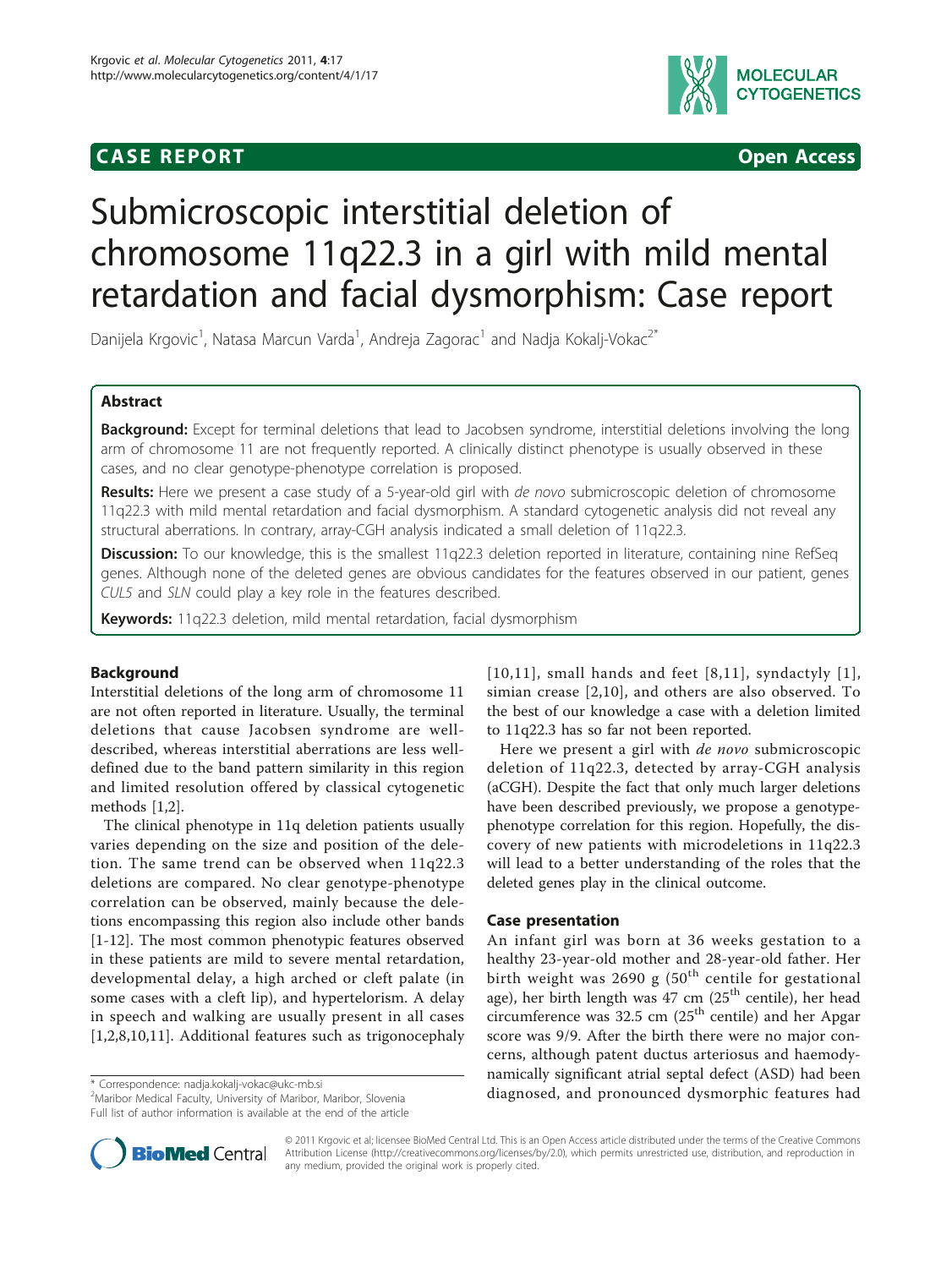**CASE REPORT** **Open Access**

# Submicroscopic interstitial deletion of chromosome 11q22.3 in a girl with mild mental retardation and facial dysmorphism: Case report

Danijela Krgovic[1], Natasa Marcun Varda[1], Andreja Zagorac[1] and Nadja Kokalj-Vokac[2*]

## Abstract

**Background:** Except for terminal deletions that lead to Jacobsen syndrome, interstitial deletions involving the long arm of chromosome 11 are not frequently reported. A clinically distinct phenotype is usually observed in these cases, and no clear genotype-phenotype correlation is proposed.

**Results:** Here we present a case study of a 5-year-old girl with *de novo* submicroscopic deletion of chromosome 11q22.3 with mild mental retardation and facial dysmorphism. A standard cytogenetic analysis did not reveal any structural aberrations. In contrary, array-CGH analysis indicated a small deletion of 11q22.3.

**Discussion:** To our knowledge, this is the smallest 11q22.3 deletion reported in literature, containing nine RefSeq genes. Although none of the deleted genes are obvious candidates for the features observed in our patient, genes *CUL5* and *SLN* could play a key role in the features described.

**Keywords:** 11q22.3 deletion, mild mental retardation, facial dysmorphism

## Background

Interstitial deletions of the long arm of chromosome 11 are not often reported in literature. Usually, the terminal deletions that cause Jacobsen syndrome are well-described, whereas interstitial aberrations are less well-defined due to the band pattern similarity in this region and limited resolution offered by classical cytogenetic methods [1,2].

The clinical phenotype in 11q deletion patients usually varies depending on the size and position of the deletion. The same trend can be observed when 11q22.3 deletions are compared. No clear genotype-phenotype correlation can be observed, mainly because the deletions encompassing this region also include other bands [1-12]. The most common phenotypic features observed in these patients are mild to severe mental retardation, developmental delay, a high arched or cleft palate (in some cases with a cleft lip), and hypertelorism. A delay in speech and walking are usually present in all cases [1,2,8,10,11]. Additional features such as trigonocephaly [10,11], small hands and feet [8,11], syndactyly [1], simian crease [2,10], and others are also observed. To the best of our knowledge a case with a deletion limited to 11q22.3 has so far not been reported.

Here we present a girl with *de novo* submicroscopic deletion of 11q22.3, detected by array-CGH analysis (aCGH). Despite the fact that only much larger deletions have been described previously, we propose a genotype-phenotype correlation for this region. Hopefully, the discovery of new patients with microdeletions in 11q22.3 will lead to a better understanding of the roles that the deleted genes play in the clinical outcome.

## Case presentation

An infant girl was born at 36 weeks gestation to a healthy 23-year-old mother and 28-year-old father. Her birth weight was 2690 g (50[th] centile for gestational age), her birth length was 47 cm (25[th] centile), her head circumference was 32.5 cm (25[th] centile) and her Apgar score was 9/9. After the birth there were no major concerns, although patent ductus arteriosus and haemodynamically significant atrial septal defect (ASD) had been diagnosed, and pronounced dysmorphic features had

\* Correspondence: nadja.kokalj-vokac@ukc-mb.si
[2]Maribor Medical Faculty, University of Maribor, Maribor, Slovenia
Full list of author information is available at the end of the article

© 2011 Krgovic et al; licensee BioMed Central Ltd. This is an Open Access article distributed under the terms of the Creative Commons Attribution License (http://creativecommons.org/licenses/by/2.0), which permits unrestricted use, distribution, and reproduction in any medium, provided the original work is properly cited.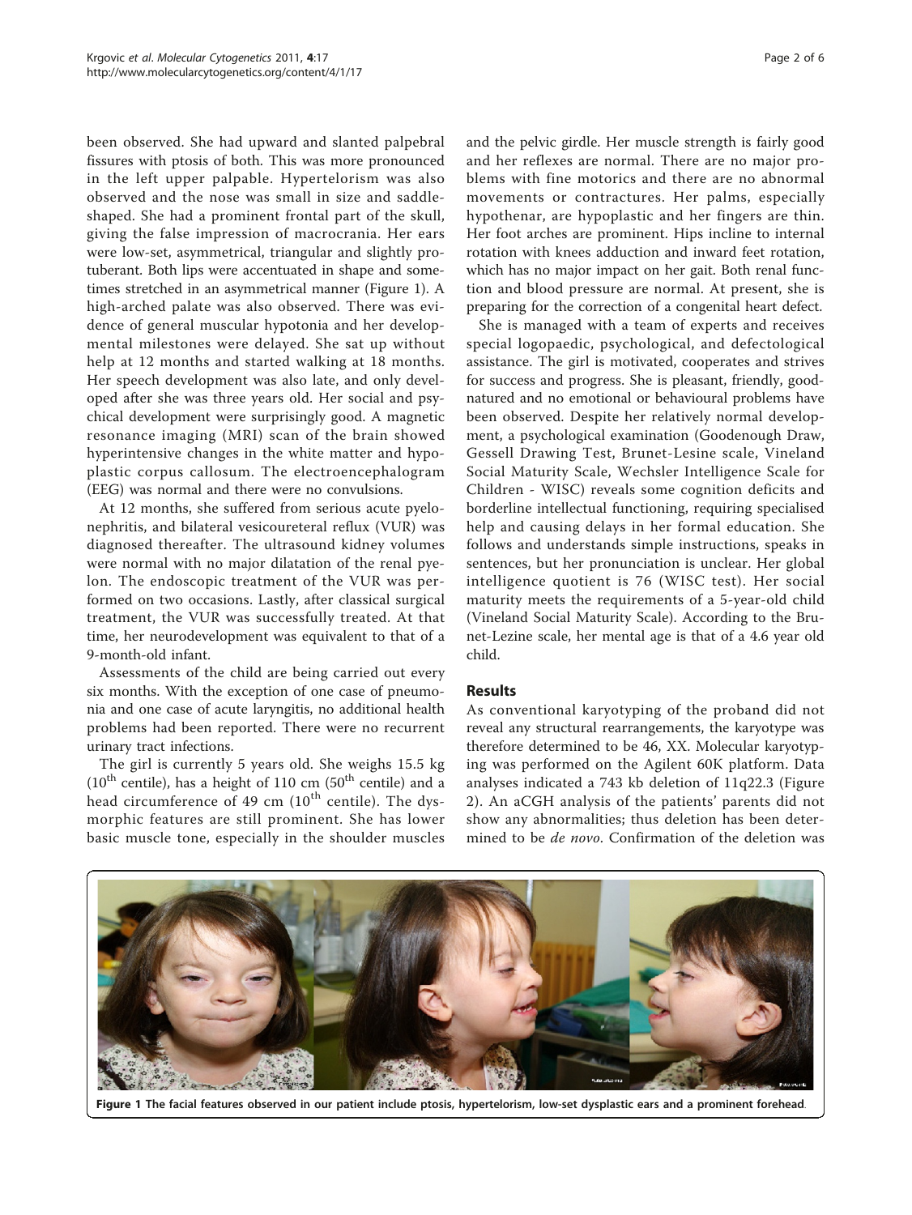been observed. She had upward and slanted palpebral fissures with ptosis of both. This was more pronounced in the left upper palpable. Hypertelorism was also observed and the nose was small in size and saddle-shaped. She had a prominent frontal part of the skull, giving the false impression of macrocrania. Her ears were low-set, asymmetrical, triangular and slightly protuberant. Both lips were accentuated in shape and sometimes stretched in an asymmetrical manner (Figure 1). A high-arched palate was also observed. There was evidence of general muscular hypotonia and her developmental milestones were delayed. She sat up without help at 12 months and started walking at 18 months. Her speech development was also late, and only developed after she was three years old. Her social and psychical development were surprisingly good. A magnetic resonance imaging (MRI) scan of the brain showed hyperintensive changes in the white matter and hypoplastic corpus callosum. The electroencephalogram (EEG) was normal and there were no convulsions.

At 12 months, she suffered from serious acute pyelonephritis, and bilateral vesicoureteral reflux (VUR) was diagnosed thereafter. The ultrasound kidney volumes were normal with no major dilatation of the renal pyelon. The endoscopic treatment of the VUR was performed on two occasions. Lastly, after classical surgical treatment, the VUR was successfully treated. At that time, her neurodevelopment was equivalent to that of a 9-month-old infant.

Assessments of the child are being carried out every six months. With the exception of one case of pneumonia and one case of acute laryngitis, no additional health problems had been reported. There were no recurrent urinary tract infections.

The girl is currently 5 years old. She weighs 15.5 kg ($10^{th}$ centile), has a height of 110 cm ($50^{th}$ centile) and a head circumference of 49 cm ($10^{th}$ centile). The dysmorphic features are still prominent. She has lower basic muscle tone, especially in the shoulder muscles and the pelvic girdle. Her muscle strength is fairly good and her reflexes are normal. There are no major problems with fine motorics and there are no abnormal movements or contractures. Her palms, especially hypothenar, are hypoplastic and her fingers are thin. Her foot arches are prominent. Hips incline to internal rotation with knees adduction and inward feet rotation, which has no major impact on her gait. Both renal function and blood pressure are normal. At present, she is preparing for the correction of a congenital heart defect.

She is managed with a team of experts and receives special logopaedic, psychological, and defectological assistance. The girl is motivated, cooperates and strives for success and progress. She is pleasant, friendly, good-natured and no emotional or behavioural problems have been observed. Despite her relatively normal development, a psychological examination (Goodenough Draw, Gessell Drawing Test, Brunet-Lesine scale, Vineland Social Maturity Scale, Wechsler Intelligence Scale for Children - WISC) reveals some cognition deficits and borderline intellectual functioning, requiring specialised help and causing delays in her formal education. She follows and understands simple instructions, speaks in sentences, but her pronunciation is unclear. Her global intelligence quotient is 76 (WISC test). Her social maturity meets the requirements of a 5-year-old child (Vineland Social Maturity Scale). According to the Brunet-Lezine scale, her mental age is that of a 4.6 year old child.

## Results

As conventional karyotyping of the proband did not reveal any structural rearrangements, the karyotype was therefore determined to be 46, XX. Molecular karyotyping was performed on the Agilent 60K platform. Data analyses indicated a 743 kb deletion of 11q22.3 (Figure 2). An aCGH analysis of the patients' parents did not show any abnormalities; thus deletion has been determined to be *de novo*. Confirmation of the deletion was

**Figure 1** The facial features observed in our patient include ptosis, hypertelorism, low-set dysplastic ears and a prominent forehead.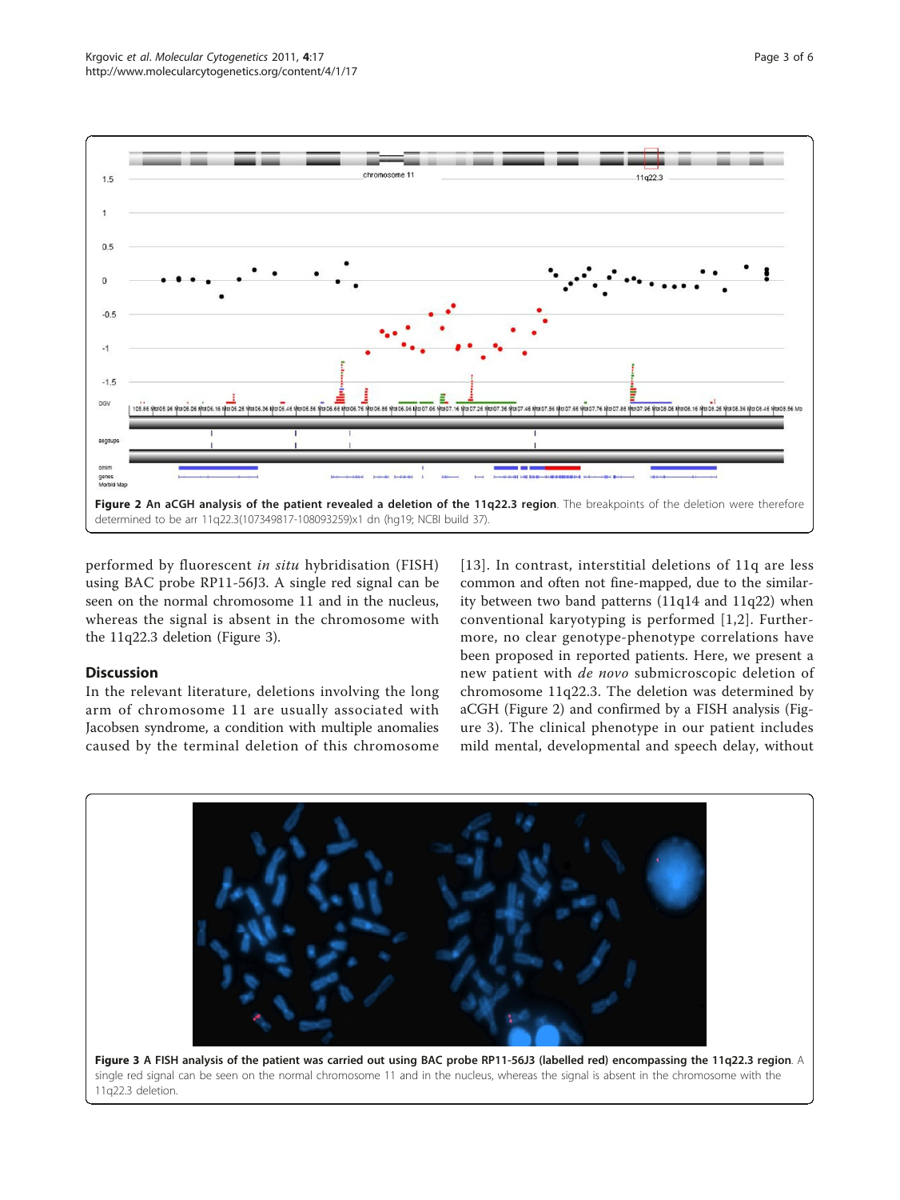**Figure 2 An aCGH analysis of the patient revealed a deletion of the 11q22.3 region**. The breakpoints of the deletion were therefore determined to be arr 11q22.3(107349817-108093259)x1 dn (hg19; NCBI build 37).

performed by fluorescent *in situ* hybridisation (FISH) using BAC probe RP11-56J3. A single red signal can be seen on the normal chromosome 11 and in the nucleus, whereas the signal is absent in the chromosome with the 11q22.3 deletion (Figure 3).

## Discussion

In the relevant literature, deletions involving the long arm of chromosome 11 are usually associated with Jacobsen syndrome, a condition with multiple anomalies caused by the terminal deletion of this chromosome [13]. In contrast, interstitial deletions of 11q are less common and often not fine-mapped, due to the similarity between two band patterns (11q14 and 11q22) when conventional karyotyping is performed [1,2]. Furthermore, no clear genotype-phenotype correlations have been proposed in reported patients. Here, we present a new patient with *de novo* submicroscopic deletion of chromosome 11q22.3. The deletion was determined by aCGH (Figure 2) and confirmed by a FISH analysis (Figure 3). The clinical phenotype in our patient includes mild mental, developmental and speech delay, without

**Figure 3 A FISH analysis of the patient was carried out using BAC probe RP11-56J3 (labelled red) encompassing the 11q22.3 region**. A single red signal can be seen on the normal chromosome 11 and in the nucleus, whereas the signal is absent in the chromosome with the 11q22.3 deletion.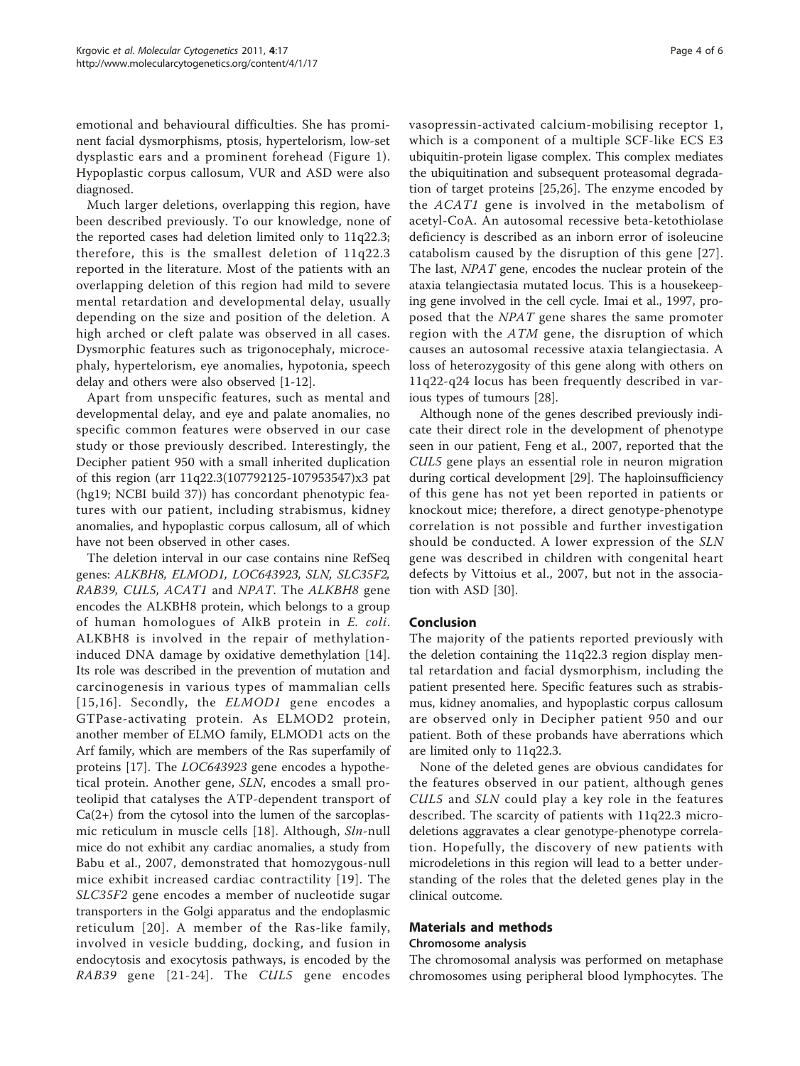emotional and behavioural difficulties. She has prominent facial dysmorphisms, ptosis, hypertelorism, low-set dysplastic ears and a prominent forehead (Figure 1). Hypoplastic corpus callosum, VUR and ASD were also diagnosed.

Much larger deletions, overlapping this region, have been described previously. To our knowledge, none of the reported cases had deletion limited only to 11q22.3; therefore, this is the smallest deletion of 11q22.3 reported in the literature. Most of the patients with an overlapping deletion of this region had mild to severe mental retardation and developmental delay, usually depending on the size and position of the deletion. A high arched or cleft palate was observed in all cases. Dysmorphic features such as trigonocephaly, microcephaly, hypertelorism, eye anomalies, hypotonia, speech delay and others were also observed [1-12].

Apart from unspecific features, such as mental and developmental delay, and eye and palate anomalies, no specific common features were observed in our case study or those previously described. Interestingly, the Decipher patient 950 with a small inherited duplication of this region (arr 11q22.3(107792125-107953547)x3 pat (hg19; NCBI build 37)) has concordant phenotypic features with our patient, including strabismus, kidney anomalies, and hypoplastic corpus callosum, all of which have not been observed in other cases.

The deletion interval in our case contains nine RefSeq genes: *ALKBH8, ELMOD1, LOC643923, SLN, SLC35F2, RAB39, CUL5, ACAT1* and *NPAT*. The *ALKBH8* gene encodes the ALKBH8 protein, which belongs to a group of human homologues of AlkB protein in *E. coli*. ALKBH8 is involved in the repair of methylation-induced DNA damage by oxidative demethylation [14]. Its role was described in the prevention of mutation and carcinogenesis in various types of mammalian cells [15,16]. Secondly, the *ELMOD1* gene encodes a GTPase-activating protein. As ELMOD2 protein, another member of ELMO family, ELMOD1 acts on the Arf family, which are members of the Ras superfamily of proteins [17]. The *LOC643923* gene encodes a hypothetical protein. Another gene, *SLN*, encodes a small proteolipid that catalyses the ATP-dependent transport of $Ca(2+)$ from the cytosol into the lumen of the sarcoplasmic reticulum in muscle cells [18]. Although, *Sln*-null mice do not exhibit any cardiac anomalies, a study from Babu et al., 2007, demonstrated that homozygous-null mice exhibit increased cardiac contractility [19]. The *SLC35F2* gene encodes a member of nucleotide sugar transporters in the Golgi apparatus and the endoplasmic reticulum [20]. A member of the Ras-like family, involved in vesicle budding, docking, and fusion in endocytosis and exocytosis pathways, is encoded by the *RAB39* gene [21-24]. The *CUL5* gene encodes vasopressin-activated calcium-mobilising receptor 1, which is a component of a multiple SCF-like ECS E3 ubiquitin-protein ligase complex. This complex mediates the ubiquitination and subsequent proteasomal degradation of target proteins [25,26]. The enzyme encoded by the *ACAT1* gene is involved in the metabolism of acetyl-CoA. An autosomal recessive beta-ketothiolase deficiency is described as an inborn error of isoleucine catabolism caused by the disruption of this gene [27]. The last, *NPAT* gene, encodes the nuclear protein of the ataxia telangiectasia mutated locus. This is a housekeeping gene involved in the cell cycle. Imai et al., 1997, proposed that the *NPAT* gene shares the same promoter region with the *ATM* gene, the disruption of which causes an autosomal recessive ataxia telangiectasia. A loss of heterozygosity of this gene along with others on 11q22-q24 locus has been frequently described in various types of tumours [28].

Although none of the genes described previously indicate their direct role in the development of phenotype seen in our patient, Feng et al., 2007, reported that the *CUL5* gene plays an essential role in neuron migration during cortical development [29]. The haploinsufficiency of this gene has not yet been reported in patients or knockout mice; therefore, a direct genotype-phenotype correlation is not possible and further investigation should be conducted. A lower expression of the *SLN* gene was described in children with congenital heart defects by Vittoius et al., 2007, but not in the association with ASD [30].

## Conclusion

The majority of the patients reported previously with the deletion containing the 11q22.3 region display mental retardation and facial dysmorphism, including the patient presented here. Specific features such as strabismus, kidney anomalies, and hypoplastic corpus callosum are observed only in Decipher patient 950 and our patient. Both of these probands have aberrations which are limited only to 11q22.3.

None of the deleted genes are obvious candidates for the features observed in our patient, although genes *CUL5* and *SLN* could play a key role in the features described. The scarcity of patients with 11q22.3 microdeletions aggravates a clear genotype-phenotype correlation. Hopefully, the discovery of new patients with microdeletions in this region will lead to a better understanding of the roles that the deleted genes play in the clinical outcome.

## Materials and methods

### Chromosome analysis

The chromosomal analysis was performed on metaphase chromosomes using peripheral blood lymphocytes. The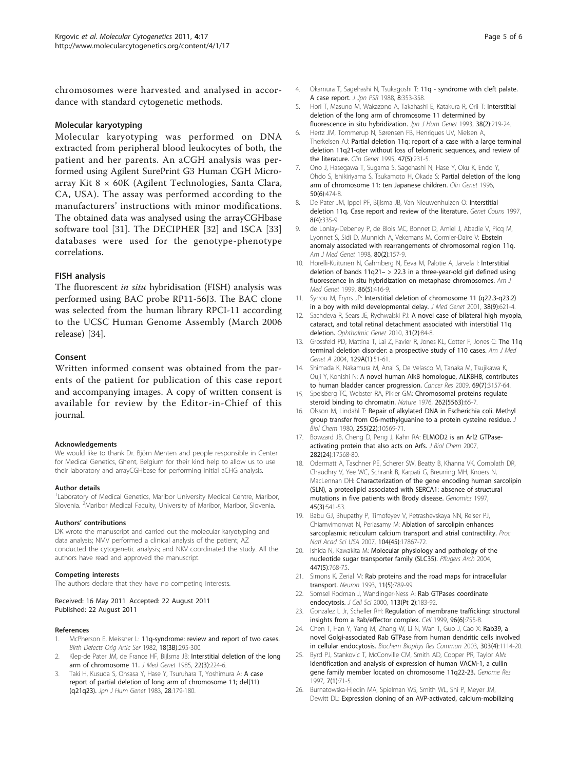chromosomes were harvested and analysed in accordance with standard cytogenetic methods.

### Molecular karyotyping

Molecular karyotyping was performed on DNA extracted from peripheral blood leukocytes of both, the patient and her parents. An aCGH analysis was performed using Agilent SurePrint G3 Human CGH Microarray Kit 8 × 60K (Agilent Technologies, Santa Clara, CA, USA). The assay was performed according to the manufacturers' instructions with minor modifications. The obtained data was analysed using the arrayCGHbase software tool [31]. The DECIPHER [32] and ISCA [33] databases were used for the genotype-phenotype correlations.

### FISH analysis

The fluorescent *in situ* hybridisation (FISH) analysis was performed using BAC probe RP11-56J3. The BAC clone was selected from the human library RPCI-11 according to the UCSC Human Genome Assembly (March 2006 release) [34].

### Consent

Written informed consent was obtained from the parents of the patient for publication of this case report and accompanying images. A copy of written consent is available for review by the Editor-in-Chief of this journal.

#### Acknowledgements

We would like to thank Dr. Björn Menten and people responsible in Center for Medical Genetics, Ghent, Belgium for their kind help to allow us to use their laboratory and arrayCGHbase for performing initial aCHG analysis.

#### Author details

[1]Laboratory of Medical Genetics, Maribor University Medical Centre, Maribor, Slovenia. [2]Maribor Medical Faculty, University of Maribor, Maribor, Slovenia.

#### Authors' contributions

DK wrote the manuscript and carried out the molecular karyotyping and data analysis; NMV performed a clinical analysis of the patient; AZ conducted the cytogenetic analysis; and NKV coordinated the study. All the authors have read and approved the manuscript.

#### Competing interests

The authors declare that they have no competing interests.

Received: 16 May 2011 Accepted: 22 August 2011
Published: 22 August 2011

#### References

1. McPherson E, Meissner L: **11q-syndrome: review and report of two cases.** *Birth Defects Orig Artic Ser* 1982, **18(3B)**:295-300.
2. Klep-de Pater JM, de France HF, Bijlsma JB: **Interstitial deletion of the long arm of chromosome 11.** *J Med Genet* 1985, **22(3)**:224-6.
3. Taki H, Kusuda S, Ohsasa Y, Hase Y, Tsuruhara T, Yoshimura A: **A case report of partial deletion of long arm of chromosome 11; del(11)(q21q23).** *Jpn J Hum Genet* 1983, **28**:179-180.
4. Okamura T, Sagehashi N, Tsukagoshi T: **11q - syndrome with cleft palate. A case report.** *J Jpn PSR* 1988, **8**:353-358.
5. Hori T, Masuno M, Wakazono A, Takahashi E, Katakura R, Orii T: **Interstitial deletion of the long arm of chromosome 11 determined by fluorescence in situ hybridization.** *Jpn J Hum Genet* 1993, **38(2)**:219-24.
6. Hertz JM, Tommerup N, Sørensen FB, Henriques UV, Nielsen A, Therkelsen AJ: **Partial deletion 11q: report of a case with a large terminal deletion 11q21-qter without loss of telomeric sequences, and review of the literature.** *Clin Genet* 1995, **47(5)**:231-5.
7. Ono J, Hasegawa T, Sugama S, Sagehashi N, Hase Y, Oku K, Endo Y, Ohdo S, Ishikiriyama S, Tsukamoto H, Okada S: **Partial deletion of the long arm of chromosome 11: ten Japanese children.** *Clin Genet* 1996, **50(6)**:474-8.
8. De Pater JM, Ippel PF, Bijlsma JB, Van Nieuwenhuizen O: **Interstitial deletion 11q. Case report and review of the literature.** *Genet Couns* 1997, **8(4)**:335-9.
9. de Lonlay-Debeney P, de Blois MC, Bonnet D, Amiel J, Abadie V, Picq M, Lyonnet S, Sidi D, Munnich A, Vekemans M, Cormier-Daire V: **Ebstein anomaly associated with rearrangements of chromosomal region 11q.** *Am J Med Genet* 1998, **80(2)**:157-9.
10. Horelli-Kuitunen N, Gahmberg N, Eeva M, Palotie A, Järvelä I: **Interstitial deletion of bands 11q21– > 22.3 in a three-year-old girl defined using fluorescence in situ hybridization on metaphase chromosomes.** *Am J Med Genet* 1999, **86(5)**:416-9.
11. Syrrou M, Fryns JP: **Interstitial deletion of chromosome 11 (q22.3-q23.2) in a boy with mild developmental delay.** *J Med Genet* 2001, **38(9)**:621-4.
12. Sachdeva R, Sears JE, Rychwalski PJ: **A novel case of bilateral high myopia, cataract, and total retinal detachment associated with interstitial 11q deletion.** *Ophthalmic Genet* 2010, **31(2)**:84-8.
13. Grossfeld PD, Mattina T, Lai Z, Favier R, Jones KL, Cotter F, Jones C: **The 11q terminal deletion disorder: a prospective study of 110 cases.** *Am J Med Genet A* 2004, **129A(1)**:51-61.
14. Shimada K, Nakamura M, Anai S, De Velasco M, Tanaka M, Tsujikawa K, Ouji Y, Konishi N: **A novel human AlkB homologue, ALKBH8, contributes to human bladder cancer progression.** *Cancer Res* 2009, **69(7)**:3157-64.
15. Spelsberg TC, Webster RA, Pikler GM: **Chromosomal proteins regulate steroid binding to chromatin.** *Nature* 1976, **262(5563)**:65-7.
16. Olsson M, Lindahl T: **Repair of alkylated DNA in Escherichia coli. Methyl group transfer from O6-methylguanine to a protein cysteine residue.** *J Biol Chem* 1980, **255(22)**:10569-71.
17. Bowzard JB, Cheng D, Peng J, Kahn RA: **ELMOD2 is an Arl2 GTPase-activating protein that also acts on Arfs.** *J Biol Chem* 2007, **282(24)**:17568-80.
18. Odermatt A, Taschner PE, Scherer SW, Beatty B, Khanna VK, Cornblath DR, Chaudhry V, Yee WC, Schrank B, Karpati G, Breuning MH, Knoers N, MacLennan DH: **Characterization of the gene encoding human sarcolipin (SLN), a proteolipid associated with SERCA1: absence of structural mutations in five patients with Brody disease.** *Genomics* 1997, **45(3)**:541-53.
19. Babu GJ, Bhupathy P, Timofeyev V, Petrashevskaya NN, Reiser PJ, Chiamvimonvat N, Periasamy M: **Ablation of sarcolipin enhances sarcoplasmic reticulum calcium transport and atrial contractility.** *Proc Natl Acad Sci USA* 2007, **104(45)**:17867-72.
20. Ishida N, Kawakita M: **Molecular physiology and pathology of the nucleotide sugar transporter family (SLC35).** *Pflugers Arch* 2004, **447(5)**:768-75.
21. Simons K, Zerial M: **Rab proteins and the road maps for intracellular transport.** *Neuron* 1993, **11(5)**:789-99.
22. Somsel Rodman J, Wandinger-Ness A: **Rab GTPases coordinate endocytosis.** *J Cell Sci* 2000, **113(Pt 2)**:183-92.
23. Gonzalez L Jr, Scheller RH: **Regulation of membrane trafficking: structural insights from a Rab/effector complex.** *Cell* 1999, **96(6)**:755-8.
24. Chen T, Han Y, Yang M, Zhang W, Li N, Wan T, Guo J, Cao X: **Rab39, a novel Golgi-associated Rab GTPase from human dendritic cells involved in cellular endocytosis.** *Biochem Biophys Res Commun* 2003, **303(4)**:1114-20.
25. Byrd PJ, Stankovic T, McConville CM, Smith AD, Cooper PR, Taylor AM: **Identification and analysis of expression of human VACM-1, a cullin gene family member located on chromosome 11q22-23.** *Genome Res* 1997, **7(1)**:71-5.
26. Burnatowska-Hledin MA, Spielman WS, Smith WL, Shi P, Meyer JM, Dewitt DL: **Expression cloning of an AVP-activated, calcium-mobilizing**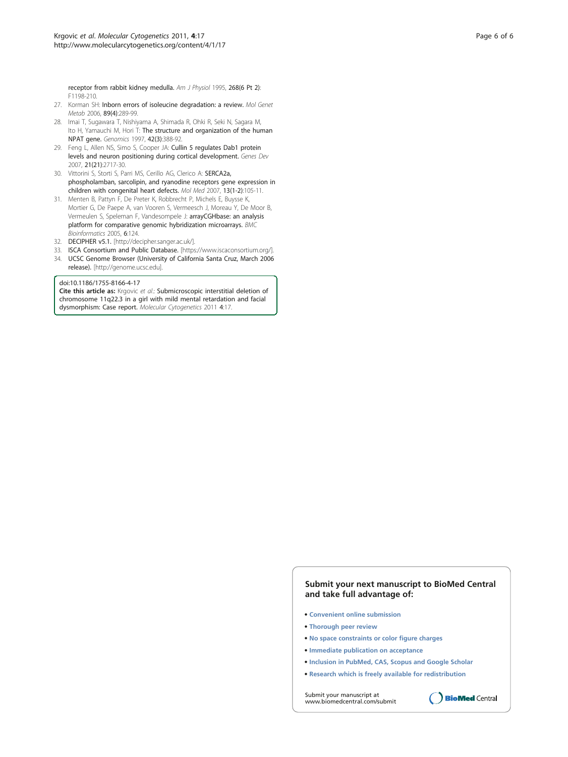receptor from rabbit kidney medulla. *Am J Physiol* 1995, **268(6 Pt 2)**: F1198-210.

27. Korman SH: **Inborn errors of isoleucine degradation: a review.** *Mol Genet Metab* 2006, **89(4)**:289-99.
28. Imai T, Sugawara T, Nishiyama A, Shimada R, Ohki R, Seki N, Sagara M, Ito H, Yamauchi M, Hori T: **The structure and organization of the human NPAT gene.** *Genomics* 1997, **42(3)**:388-92.
29. Feng L, Allen NS, Simo S, Cooper JA: **Cullin 5 regulates Dab1 protein levels and neuron positioning during cortical development.** *Genes Dev* 2007, **21(21)**:2717-30.
30. Vittorini S, Storti S, Parri MS, Cerillo AG, Clerico A: **SERCA2a, phospholamban, sarcolipin, and ryanodine receptors gene expression in children with congenital heart defects.** *Mol Med* 2007, **13(1-2)**:105-11.
31. Menten B, Pattyn F, De Preter K, Robbrecht P, Michels E, Buysse K, Mortier G, De Paepe A, van Vooren S, Vermeesch J, Moreau Y, De Moor B, Vermeulen S, Speleman F, Vandesompele J: **arrayCGHbase: an analysis platform for comparative genomic hybridization microarrays.** *BMC Bioinformatics* 2005, **6**:124.
32. **DECIPHER v5.1.** [http://decipher.sanger.ac.uk/].
33. **ISCA Consortium and Public Database.** [https://www.iscaconsortium.org/].
34. **UCSC Genome Browser (University of California Santa Cruz, March 2006 release).** [http://genome.ucsc.edu].

doi:10.1186/1755-8166-4-17

**Cite this article as:** Krgovic *et al.*: Submicroscopic interstitial deletion of chromosome 11q22.3 in a girl with mild mental retardation and facial dysmorphism: Case report. *Molecular Cytogenetics* 2011 **4**:17.

**Submit your next manuscript to BioMed Central and take full advantage of:**

- **Convenient online submission**
- **Thorough peer review**
- **No space constraints or color figure charges**
- **Immediate publication on acceptance**
- **Inclusion in PubMed, CAS, Scopus and Google Scholar**
- **Research which is freely available for redistribution**

Submit your manuscript at
www.biomedcentral.com/submit

BioMed Central